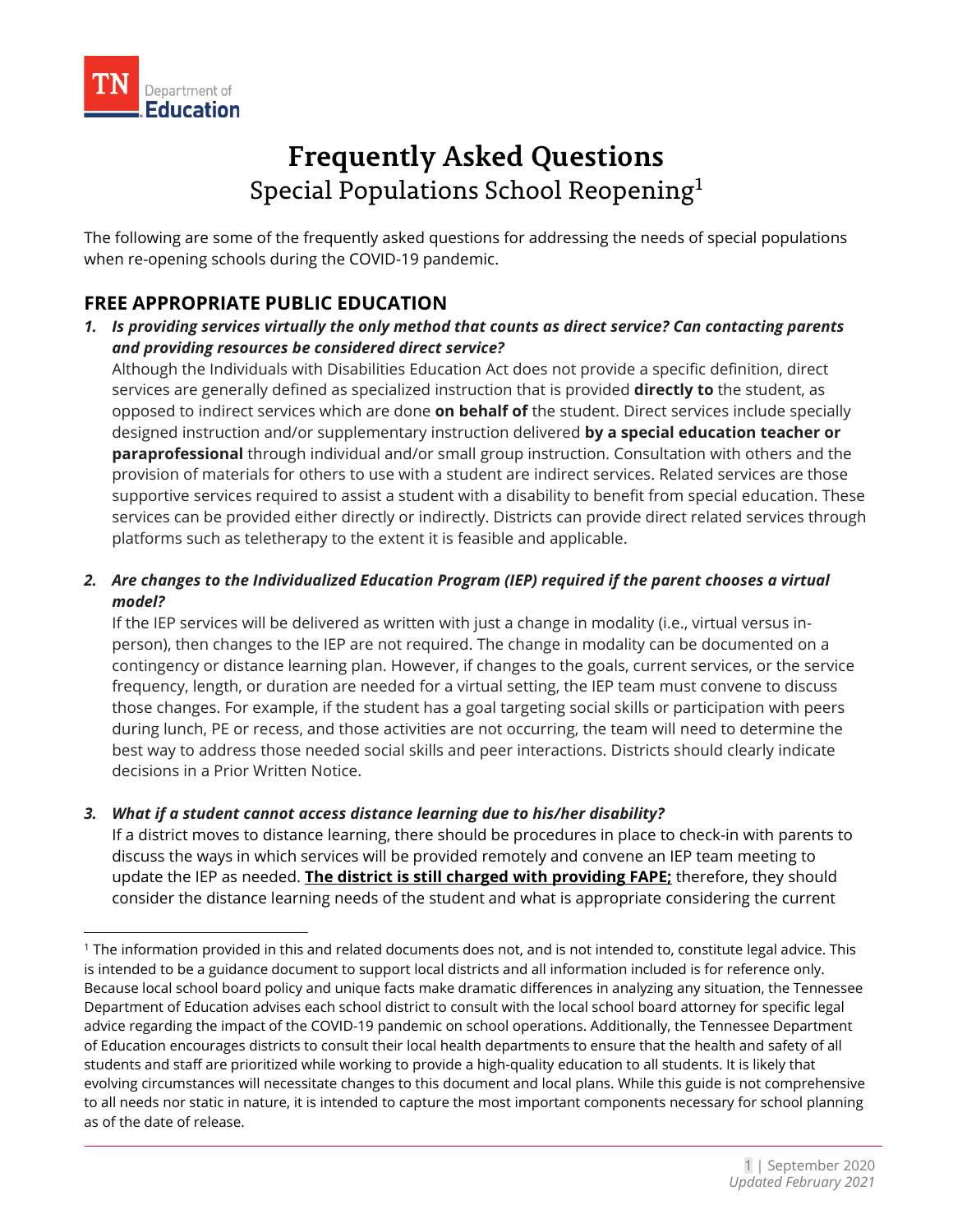# Frequently Asked Questions

## Special Populations School Reopening[1]

The following are some of the frequently asked questions for addressing the needs of special populations when re-opening schools during the COVID-19 pandemic.

## FREE APPROPRIATE PUBLIC EDUCATION

1. ***Is providing services virtually the only method that counts as direct service? Can contacting parents and providing resources be considered direct service?***
   Although the Individuals with Disabilities Education Act does not provide a specific definition, direct services are generally defined as specialized instruction that is provided **directly to** the student, as opposed to indirect services which are done **on behalf of** the student. Direct services include specially designed instruction and/or supplementary instruction delivered **by a special education teacher or paraprofessional** through individual and/or small group instruction. Consultation with others and the provision of materials for others to use with a student are indirect services. Related services are those supportive services required to assist a student with a disability to benefit from special education. These services can be provided either directly or indirectly. Districts can provide direct related services through platforms such as teletherapy to the extent it is feasible and applicable.

2. ***Are changes to the Individualized Education Program (IEP) required if the parent chooses a virtual model?***
   If the IEP services will be delivered as written with just a change in modality (i.e., virtual versus in-person), then changes to the IEP are not required. The change in modality can be documented on a contingency or distance learning plan. However, if changes to the goals, current services, or the service frequency, length, or duration are needed for a virtual setting, the IEP team must convene to discuss those changes. For example, if the student has a goal targeting social skills or participation with peers during lunch, PE or recess, and those activities are not occurring, the team will need to determine the best way to address those needed social skills and peer interactions. Districts should clearly indicate decisions in a Prior Written Notice.

3. ***What if a student cannot access distance learning due to his/her disability?***
   If a district moves to distance learning, there should be procedures in place to check-in with parents to discuss the ways in which services will be provided remotely and convene an IEP team meeting to update the IEP as needed. **The district is still charged with providing FAPE;** therefore, they should consider the distance learning needs of the student and what is appropriate considering the current

[1] The information provided in this and related documents does not, and is not intended to, constitute legal advice. This is intended to be a guidance document to support local districts and all information included is for reference only. Because local school board policy and unique facts make dramatic differences in analyzing any situation, the Tennessee Department of Education advises each school district to consult with the local school board attorney for specific legal advice regarding the impact of the COVID-19 pandemic on school operations. Additionally, the Tennessee Department of Education encourages districts to consult their local health departments to ensure that the health and safety of all students and staff are prioritized while working to provide a high-quality education to all students. It is likely that evolving circumstances will necessitate changes to this document and local plans. While this guide is not comprehensive to all needs nor static in nature, it is intended to capture the most important components necessary for school planning as of the date of release.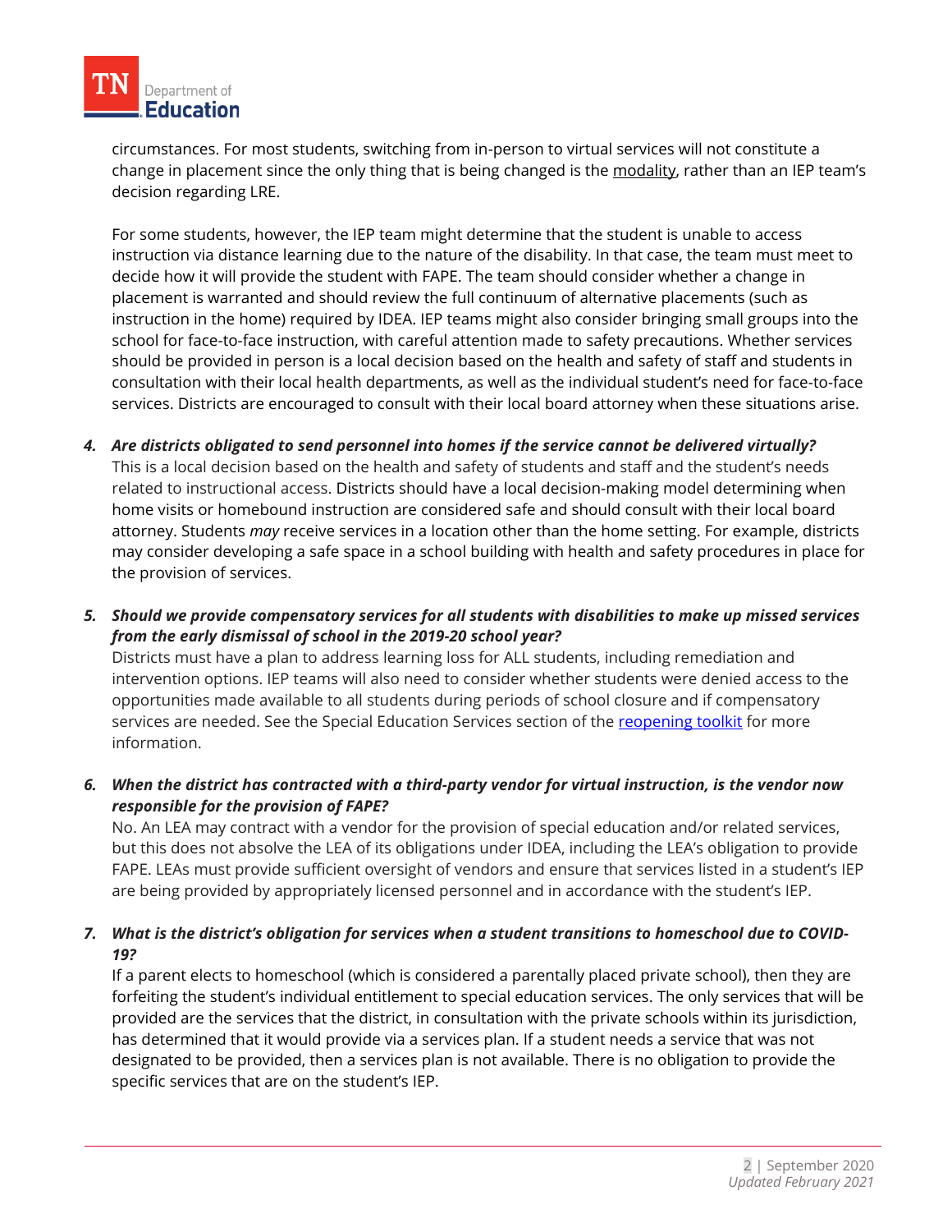circumstances. For most students, switching from in-person to virtual services will not constitute a change in placement since the only thing that is being changed is the modality, rather than an IEP team's decision regarding LRE.

For some students, however, the IEP team might determine that the student is unable to access instruction via distance learning due to the nature of the disability. In that case, the team must meet to decide how it will provide the student with FAPE. The team should consider whether a change in placement is warranted and should review the full continuum of alternative placements (such as instruction in the home) required by IDEA. IEP teams might also consider bringing small groups into the school for face-to-face instruction, with careful attention made to safety precautions. Whether services should be provided in person is a local decision based on the health and safety of staff and students in consultation with their local health departments, as well as the individual student's need for face-to-face services. Districts are encouraged to consult with their local board attorney when these situations arise.

4. ***Are districts obligated to send personnel into homes if the service cannot be delivered virtually?***
   This is a local decision based on the health and safety of students and staff and the student's needs related to instructional access. Districts should have a local decision-making model determining when home visits or homebound instruction are considered safe and should consult with their local board attorney. Students *may* receive services in a location other than the home setting. For example, districts may consider developing a safe space in a school building with health and safety procedures in place for the provision of services.

5. ***Should we provide compensatory services for all students with disabilities to make up missed services from the early dismissal of school in the 2019-20 school year?***
   Districts must have a plan to address learning loss for ALL students, including remediation and intervention options. IEP teams will also need to consider whether students were denied access to the opportunities made available to all students during periods of school closure and if compensatory services are needed. See the Special Education Services section of the reopening toolkit for more information.

6. ***When the district has contracted with a third-party vendor for virtual instruction, is the vendor now responsible for the provision of FAPE?***
   No. An LEA may contract with a vendor for the provision of special education and/or related services, but this does not absolve the LEA of its obligations under IDEA, including the LEA's obligation to provide FAPE. LEAs must provide sufficient oversight of vendors and ensure that services listed in a student's IEP are being provided by appropriately licensed personnel and in accordance with the student's IEP.

7. ***What is the district's obligation for services when a student transitions to homeschool due to COVID-19?***
   If a parent elects to homeschool (which is considered a parentally placed private school), then they are forfeiting the student's individual entitlement to special education services. The only services that will be provided are the services that the district, in consultation with the private schools within its jurisdiction, has determined that it would provide via a services plan. If a student needs a service that was not designated to be provided, then a services plan is not available. There is no obligation to provide the specific services that are on the student's IEP.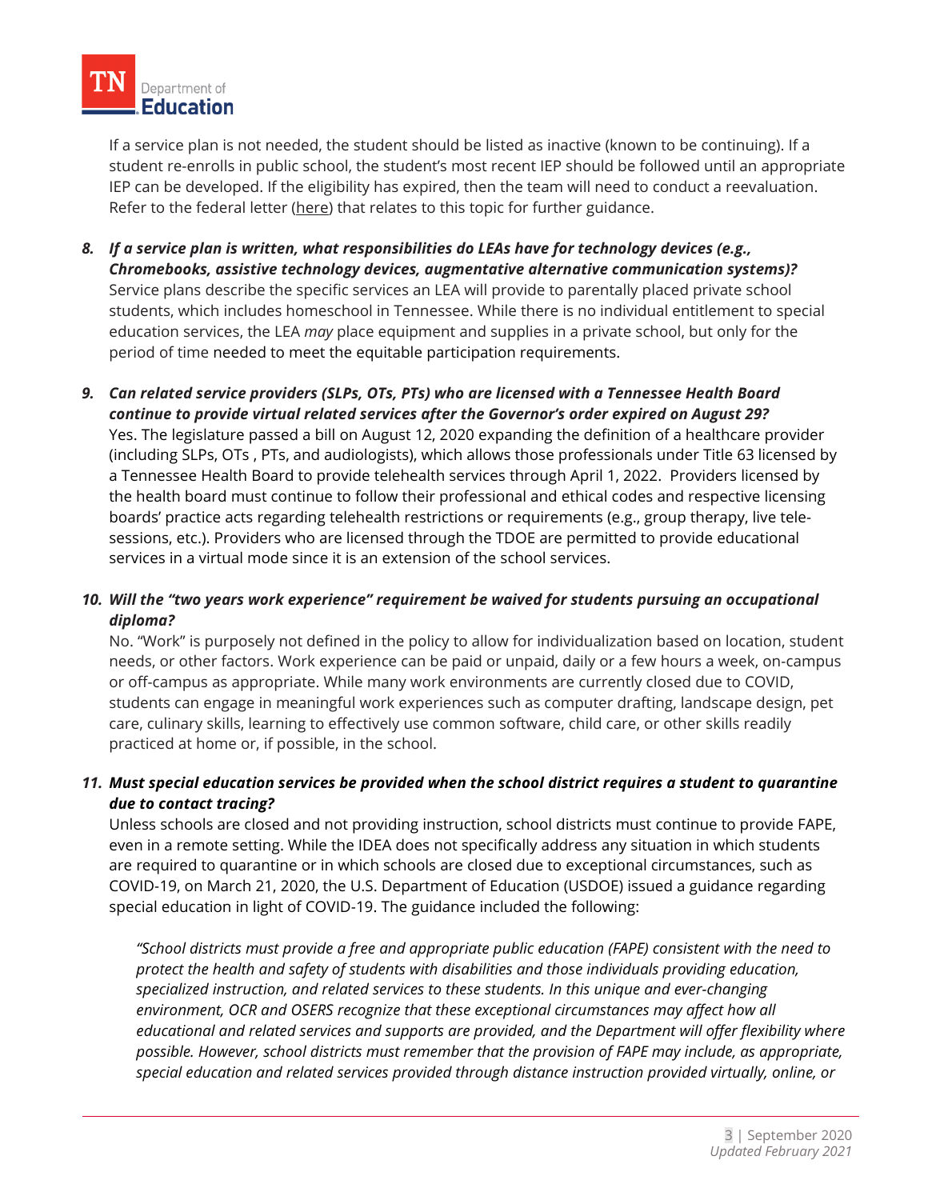If a service plan is not needed, the student should be listed as inactive (known to be continuing). If a student re-enrolls in public school, the student's most recent IEP should be followed until an appropriate IEP can be developed. If the eligibility has expired, then the team will need to conduct a reevaluation. Refer to the federal letter (here) that relates to this topic for further guidance.

8. ***If a service plan is written, what responsibilities do LEAs have for technology devices (e.g., Chromebooks, assistive technology devices, augmentative alternative communication systems)?***
   Service plans describe the specific services an LEA will provide to parentally placed private school students, which includes homeschool in Tennessee. While there is no individual entitlement to special education services, the LEA *may* place equipment and supplies in a private school, but only for the period of time needed to meet the equitable participation requirements.

9. ***Can related service providers (SLPs, OTs, PTs) who are licensed with a Tennessee Health Board continue to provide virtual related services after the Governor's order expired on August 29?***
   Yes. The legislature passed a bill on August 12, 2020 expanding the definition of a healthcare provider (including SLPs, OTs , PTs, and audiologists), which allows those professionals under Title 63 licensed by a Tennessee Health Board to provide telehealth services through April 1, 2022. Providers licensed by the health board must continue to follow their professional and ethical codes and respective licensing boards' practice acts regarding telehealth restrictions or requirements (e.g., group therapy, live tele-sessions, etc.). Providers who are licensed through the TDOE are permitted to provide educational services in a virtual mode since it is an extension of the school services.

10. ***Will the "two years work experience" requirement be waived for students pursuing an occupational diploma?***
    No. "Work" is purposely not defined in the policy to allow for individualization based on location, student needs, or other factors. Work experience can be paid or unpaid, daily or a few hours a week, on-campus or off-campus as appropriate. While many work environments are currently closed due to COVID, students can engage in meaningful work experiences such as computer drafting, landscape design, pet care, culinary skills, learning to effectively use common software, child care, or other skills readily practiced at home or, if possible, in the school.

11. ***Must special education services be provided when the school district requires a student to quarantine due to contact tracing?***
    Unless schools are closed and not providing instruction, school districts must continue to provide FAPE, even in a remote setting. While the IDEA does not specifically address any situation in which students are required to quarantine or in which schools are closed due to exceptional circumstances, such as COVID-19, on March 21, 2020, the U.S. Department of Education (USDOE) issued a guidance regarding special education in light of COVID-19. The guidance included the following:

    *"School districts must provide a free and appropriate public education (FAPE) consistent with the need to protect the health and safety of students with disabilities and those individuals providing education, specialized instruction, and related services to these students. In this unique and ever-changing environment, OCR and OSERS recognize that these exceptional circumstances may affect how all educational and related services and supports are provided, and the Department will offer flexibility where possible. However, school districts must remember that the provision of FAPE may include, as appropriate, special education and related services provided through distance instruction provided virtually, online, or*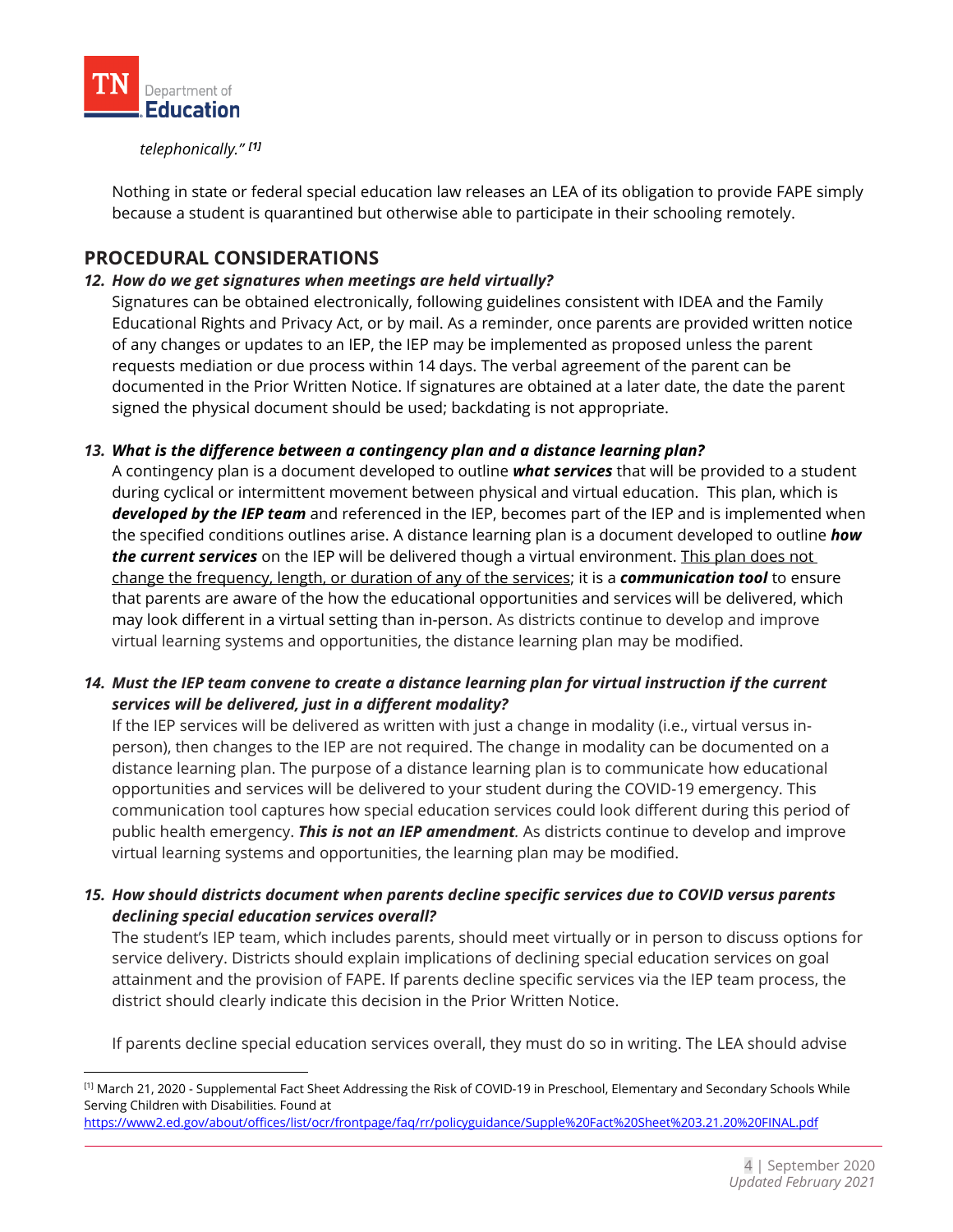*telephonically."* [1]

Nothing in state or federal special education law releases an LEA of its obligation to provide FAPE simply because a student is quarantined but otherwise able to participate in their schooling remotely.

## PROCEDURAL CONSIDERATIONS

### *12. How do we get signatures when meetings are held virtually?*

Signatures can be obtained electronically, following guidelines consistent with IDEA and the Family Educational Rights and Privacy Act, or by mail. As a reminder, once parents are provided written notice of any changes or updates to an IEP, the IEP may be implemented as proposed unless the parent requests mediation or due process within 14 days. The verbal agreement of the parent can be documented in the Prior Written Notice. If signatures are obtained at a later date, the date the parent signed the physical document should be used; backdating is not appropriate.

### *13. What is the difference between a contingency plan and a distance learning plan?*

A contingency plan is a document developed to outline ***what services*** that will be provided to a student during cyclical or intermittent movement between physical and virtual education. This plan, which is ***developed by the IEP team*** and referenced in the IEP, becomes part of the IEP and is implemented when the specified conditions outlines arise. A distance learning plan is a document developed to outline ***how the current services*** on the IEP will be delivered though a virtual environment. <u>This plan does not change the frequency, length, or duration of any of the services</u>; it is a ***communication tool*** to ensure that parents are aware of the how the educational opportunities and services will be delivered, which may look different in a virtual setting than in-person. As districts continue to develop and improve virtual learning systems and opportunities, the distance learning plan may be modified.

### *14. Must the IEP team convene to create a distance learning plan for virtual instruction if the current services will be delivered, just in a different modality?*

If the IEP services will be delivered as written with just a change in modality (i.e., virtual versus in-person), then changes to the IEP are not required. The change in modality can be documented on a distance learning plan. The purpose of a distance learning plan is to communicate how educational opportunities and services will be delivered to your student during the COVID-19 emergency. This communication tool captures how special education services could look different during this period of public health emergency. ***This is not an IEP amendment**.* As districts continue to develop and improve virtual learning systems and opportunities, the learning plan may be modified.

### *15. How should districts document when parents decline specific services due to COVID versus parents declining special education services overall?*

The student's IEP team, which includes parents, should meet virtually or in person to discuss options for service delivery. Districts should explain implications of declining special education services on goal attainment and the provision of FAPE. If parents decline specific services via the IEP team process, the district should clearly indicate this decision in the Prior Written Notice.

If parents decline special education services overall, they must do so in writing. The LEA should advise

---

[1] March 21, 2020 - Supplemental Fact Sheet Addressing the Risk of COVID-19 in Preschool, Elementary and Secondary Schools While Serving Children with Disabilities. Found at https://www2.ed.gov/about/offices/list/ocr/frontpage/faq/rr/policyguidance/Supple%20Fact%20Sheet%203.21.20%20FINAL.pdf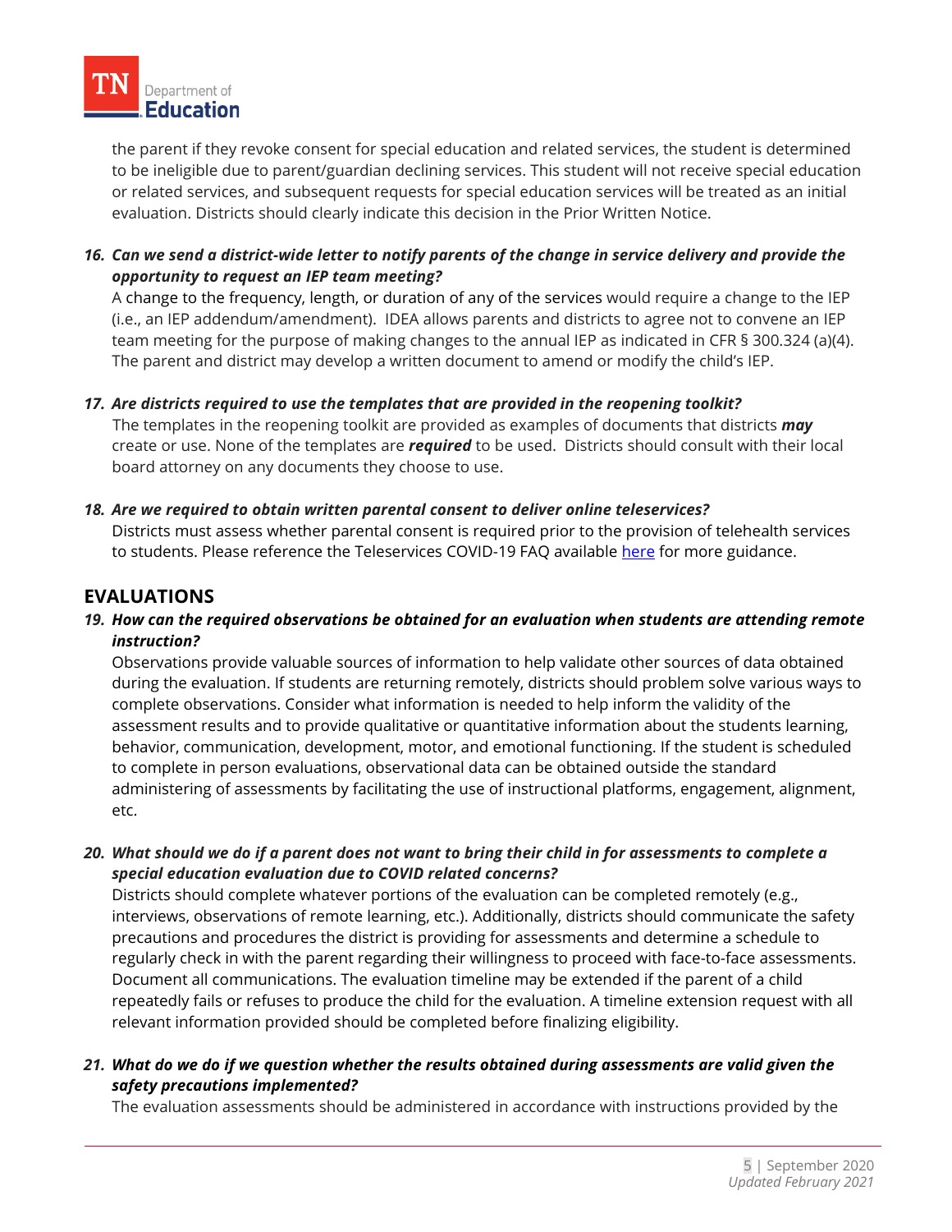the parent if they revoke consent for special education and related services, the student is determined to be ineligible due to parent/guardian declining services. This student will not receive special education or related services, and subsequent requests for special education services will be treated as an initial evaluation. Districts should clearly indicate this decision in the Prior Written Notice.

16. ***Can we send a district-wide letter to notify parents of the change in service delivery and provide the opportunity to request an IEP team meeting?***
A change to the frequency, length, or duration of any of the services would require a change to the IEP (i.e., an IEP addendum/amendment). IDEA allows parents and districts to agree not to convene an IEP team meeting for the purpose of making changes to the annual IEP as indicated in CFR § 300.324 (a)(4). The parent and district may develop a written document to amend or modify the child's IEP.

17. ***Are districts required to use the templates that are provided in the reopening toolkit?***
The templates in the reopening toolkit are provided as examples of documents that districts ***may*** create or use. None of the templates are ***required*** to be used. Districts should consult with their local board attorney on any documents they choose to use.

18. ***Are we required to obtain written parental consent to deliver online teleservices?***
Districts must assess whether parental consent is required prior to the provision of telehealth services to students. Please reference the Teleservices COVID-19 FAQ available here for more guidance.

## EVALUATIONS

19. ***How can the required observations be obtained for an evaluation when students are attending remote instruction?***
Observations provide valuable sources of information to help validate other sources of data obtained during the evaluation. If students are returning remotely, districts should problem solve various ways to complete observations. Consider what information is needed to help inform the validity of the assessment results and to provide qualitative or quantitative information about the students learning, behavior, communication, development, motor, and emotional functioning. If the student is scheduled to complete in person evaluations, observational data can be obtained outside the standard administering of assessments by facilitating the use of instructional platforms, engagement, alignment, etc.

20. ***What should we do if a parent does not want to bring their child in for assessments to complete a special education evaluation due to COVID related concerns?***
Districts should complete whatever portions of the evaluation can be completed remotely (e.g., interviews, observations of remote learning, etc.). Additionally, districts should communicate the safety precautions and procedures the district is providing for assessments and determine a schedule to regularly check in with the parent regarding their willingness to proceed with face-to-face assessments. Document all communications. The evaluation timeline may be extended if the parent of a child repeatedly fails or refuses to produce the child for the evaluation. A timeline extension request with all relevant information provided should be completed before finalizing eligibility.

21. ***What do we do if we question whether the results obtained during assessments are valid given the safety precautions implemented?***
The evaluation assessments should be administered in accordance with instructions provided by the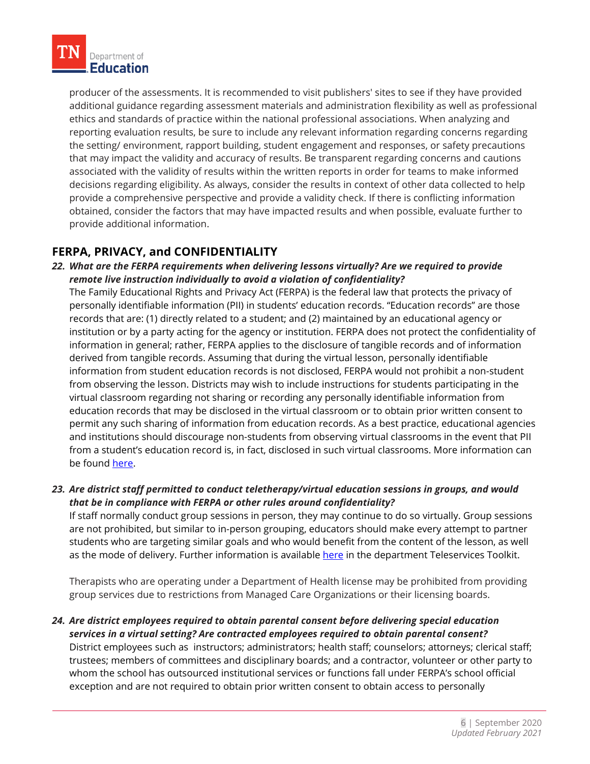producer of the assessments. It is recommended to visit publishers' sites to see if they have provided additional guidance regarding assessment materials and administration flexibility as well as professional ethics and standards of practice within the national professional associations. When analyzing and reporting evaluation results, be sure to include any relevant information regarding concerns regarding the setting/ environment, rapport building, student engagement and responses, or safety precautions that may impact the validity and accuracy of results. Be transparent regarding concerns and cautions associated with the validity of results within the written reports in order for teams to make informed decisions regarding eligibility. As always, consider the results in context of other data collected to help provide a comprehensive perspective and provide a validity check. If there is conflicting information obtained, consider the factors that may have impacted results and when possible, evaluate further to provide additional information.

## FERPA, PRIVACY, and CONFIDENTIALITY

22. ***What are the FERPA requirements when delivering lessons virtually? Are we required to provide remote live instruction individually to avoid a violation of confidentiality?***
    The Family Educational Rights and Privacy Act (FERPA) is the federal law that protects the privacy of personally identifiable information (PII) in students' education records. "Education records" are those records that are: (1) directly related to a student; and (2) maintained by an educational agency or institution or by a party acting for the agency or institution. FERPA does not protect the confidentiality of information in general; rather, FERPA applies to the disclosure of tangible records and of information derived from tangible records. Assuming that during the virtual lesson, personally identifiable information from student education records is not disclosed, FERPA would not prohibit a non-student from observing the lesson. Districts may wish to include instructions for students participating in the virtual classroom regarding not sharing or recording any personally identifiable information from education records that may be disclosed in the virtual classroom or to obtain prior written consent to permit any such sharing of information from education records. As a best practice, educational agencies and institutions should discourage non-students from observing virtual classrooms in the event that PII from a student's education record is, in fact, disclosed in such virtual classrooms. More information can be found here.

23. ***Are district staff permitted to conduct teletherapy/virtual education sessions in groups, and would that be in compliance with FERPA or other rules around confidentiality?***
    If staff normally conduct group sessions in person, they may continue to do so virtually. Group sessions are not prohibited, but similar to in-person grouping, educators should make every attempt to partner students who are targeting similar goals and who would benefit from the content of the lesson, as well as the mode of delivery. Further information is available here in the department Teleservices Toolkit.

    Therapists who are operating under a Department of Health license may be prohibited from providing group services due to restrictions from Managed Care Organizations or their licensing boards.

24. ***Are district employees required to obtain parental consent before delivering special education services in a virtual setting? Are contracted employees required to obtain parental consent?***
    District employees such as instructors; administrators; health staff; counselors; attorneys; clerical staff; trustees; members of committees and disciplinary boards; and a contractor, volunteer or other party to whom the school has outsourced institutional services or functions fall under FERPA's school official exception and are not required to obtain prior written consent to obtain access to personally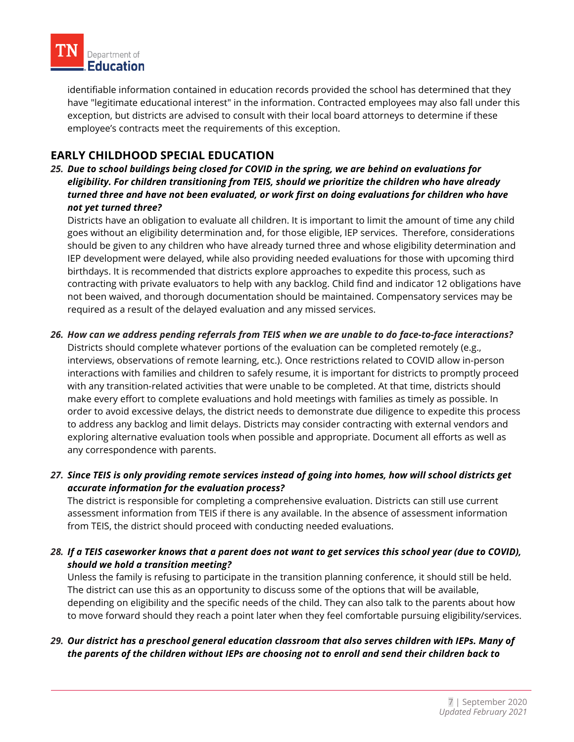identifiable information contained in education records provided the school has determined that they have "legitimate educational interest" in the information. Contracted employees may also fall under this exception, but districts are advised to consult with their local board attorneys to determine if these employee's contracts meet the requirements of this exception.

## EARLY CHILDHOOD SPECIAL EDUCATION

25. ***Due to school buildings being closed for COVID in the spring, we are behind on evaluations for eligibility. For children transitioning from TEIS, should we prioritize the children who have already turned three and have not been evaluated, or work first on doing evaluations for children who have not yet turned three?***
    Districts have an obligation to evaluate all children. It is important to limit the amount of time any child goes without an eligibility determination and, for those eligible, IEP services. Therefore, considerations should be given to any children who have already turned three and whose eligibility determination and IEP development were delayed, while also providing needed evaluations for those with upcoming third birthdays. It is recommended that districts explore approaches to expedite this process, such as contracting with private evaluators to help with any backlog. Child find and indicator 12 obligations have not been waived, and thorough documentation should be maintained. Compensatory services may be required as a result of the delayed evaluation and any missed services.

26. ***How can we address pending referrals from TEIS when we are unable to do face-to-face interactions?***
    Districts should complete whatever portions of the evaluation can be completed remotely (e.g., interviews, observations of remote learning, etc.). Once restrictions related to COVID allow in-person interactions with families and children to safely resume, it is important for districts to promptly proceed with any transition-related activities that were unable to be completed. At that time, districts should make every effort to complete evaluations and hold meetings with families as timely as possible. In order to avoid excessive delays, the district needs to demonstrate due diligence to expedite this process to address any backlog and limit delays. Districts may consider contracting with external vendors and exploring alternative evaluation tools when possible and appropriate. Document all efforts as well as any correspondence with parents.

27. ***Since TEIS is only providing remote services instead of going into homes, how will school districts get accurate information for the evaluation process?***
    The district is responsible for completing a comprehensive evaluation. Districts can still use current assessment information from TEIS if there is any available. In the absence of assessment information from TEIS, the district should proceed with conducting needed evaluations.

28. ***If a TEIS caseworker knows that a parent does not want to get services this school year (due to COVID), should we hold a transition meeting?***
    Unless the family is refusing to participate in the transition planning conference, it should still be held. The district can use this as an opportunity to discuss some of the options that will be available, depending on eligibility and the specific needs of the child. They can also talk to the parents about how to move forward should they reach a point later when they feel comfortable pursuing eligibility/services.

29. ***Our district has a preschool general education classroom that also serves children with IEPs. Many of the parents of the children without IEPs are choosing not to enroll and send their children back to***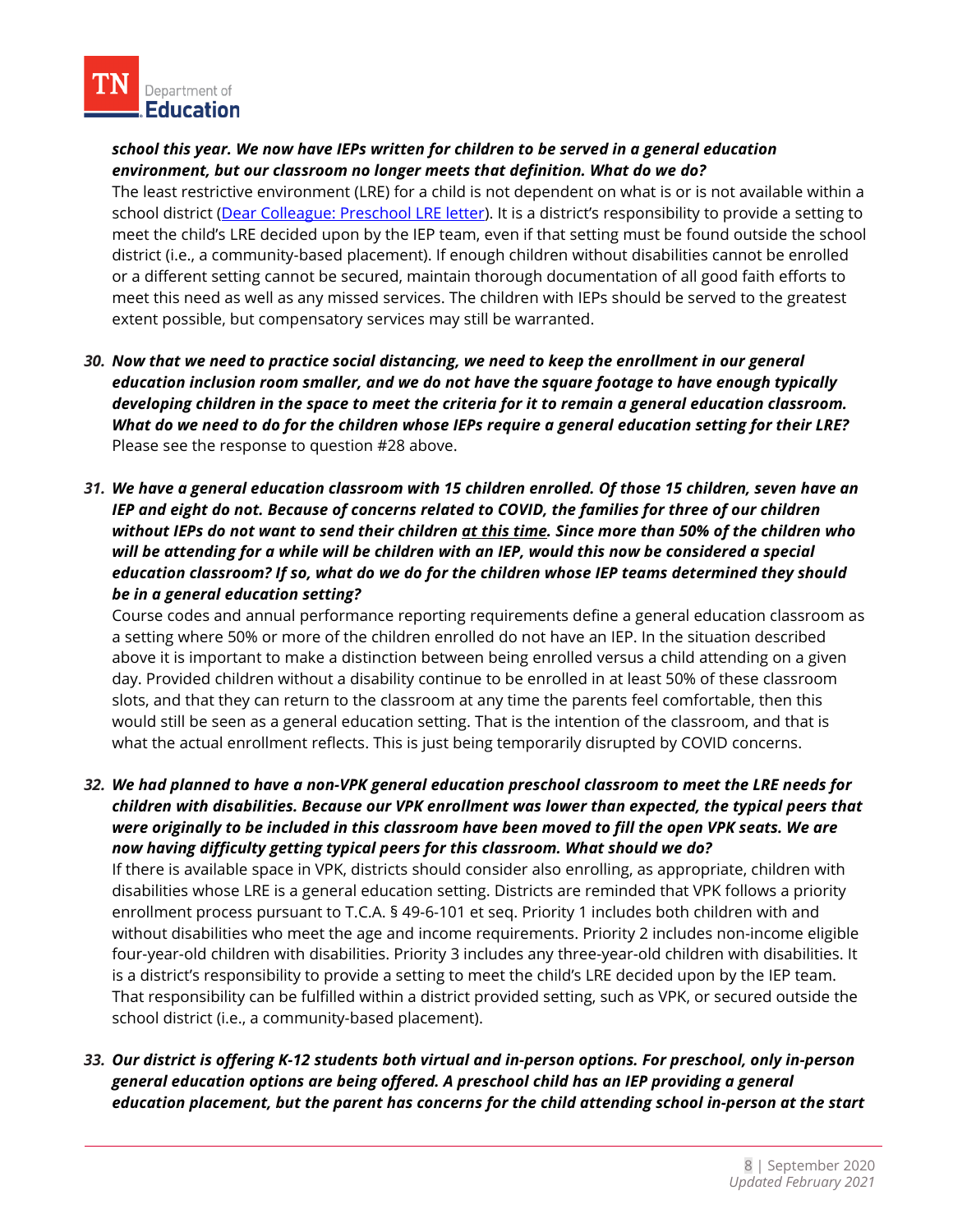***school this year. We now have IEPs written for children to be served in a general education environment, but our classroom no longer meets that definition. What do we do?***

The least restrictive environment (LRE) for a child is not dependent on what is or is not available within a school district ([Dear Colleague: Preschool LRE letter](Dear Colleague: Preschool LRE letter)). It is a district's responsibility to provide a setting to meet the child's LRE decided upon by the IEP team, even if that setting must be found outside the school district (i.e., a community-based placement). If enough children without disabilities cannot be enrolled or a different setting cannot be secured, maintain thorough documentation of all good faith efforts to meet this need as well as any missed services. The children with IEPs should be served to the greatest extent possible, but compensatory services may still be warranted.

30. ***Now that we need to practice social distancing, we need to keep the enrollment in our general education inclusion room smaller, and we do not have the square footage to have enough typically developing children in the space to meet the criteria for it to remain a general education classroom. What do we need to do for the children whose IEPs require a general education setting for their LRE?***

    Please see the response to question #28 above.

31. ***We have a general education classroom with 15 children enrolled. Of those 15 children, seven have an IEP and eight do not. Because of concerns related to COVID, the families for three of our children without IEPs do not want to send their children <u>at this time</u>. Since more than 50% of the children who will be attending for a while will be children with an IEP, would this now be considered a special education classroom? If so, what do we do for the children whose IEP teams determined they should be in a general education setting?***

    Course codes and annual performance reporting requirements define a general education classroom as a setting where 50% or more of the children enrolled do not have an IEP. In the situation described above it is important to make a distinction between being enrolled versus a child attending on a given day. Provided children without a disability continue to be enrolled in at least 50% of these classroom slots, and that they can return to the classroom at any time the parents feel comfortable, then this would still be seen as a general education setting. That is the intention of the classroom, and that is what the actual enrollment reflects. This is just being temporarily disrupted by COVID concerns.

32. ***We had planned to have a non-VPK general education preschool classroom to meet the LRE needs for children with disabilities. Because our VPK enrollment was lower than expected, the typical peers that were originally to be included in this classroom have been moved to fill the open VPK seats. We are now having difficulty getting typical peers for this classroom. What should we do?***

    If there is available space in VPK, districts should consider also enrolling, as appropriate, children with disabilities whose LRE is a general education setting. Districts are reminded that VPK follows a priority enrollment process pursuant to T.C.A. § 49-6-101 et seq. Priority 1 includes both children with and without disabilities who meet the age and income requirements. Priority 2 includes non-income eligible four-year-old children with disabilities. Priority 3 includes any three-year-old children with disabilities. It is a district's responsibility to provide a setting to meet the child's LRE decided upon by the IEP team. That responsibility can be fulfilled within a district provided setting, such as VPK, or secured outside the school district (i.e., a community-based placement).

33. ***Our district is offering K-12 students both virtual and in-person options. For preschool, only in-person general education options are being offered. A preschool child has an IEP providing a general education placement, but the parent has concerns for the child attending school in-person at the start***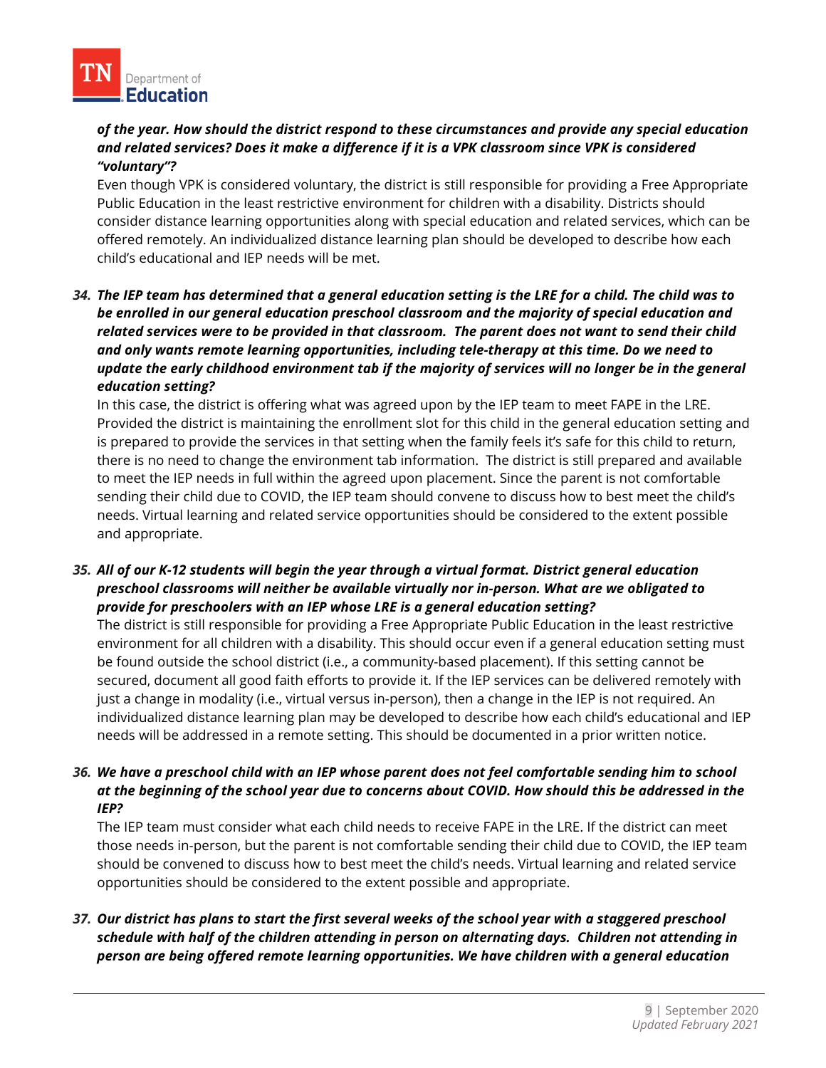***of the year. How should the district respond to these circumstances and provide any special education and related services? Does it make a difference if it is a VPK classroom since VPK is considered "voluntary"?***

Even though VPK is considered voluntary, the district is still responsible for providing a Free Appropriate Public Education in the least restrictive environment for children with a disability. Districts should consider distance learning opportunities along with special education and related services, which can be offered remotely. An individualized distance learning plan should be developed to describe how each child's educational and IEP needs will be met.

34. ***The IEP team has determined that a general education setting is the LRE for a child. The child was to be enrolled in our general education preschool classroom and the majority of special education and related services were to be provided in that classroom. The parent does not want to send their child and only wants remote learning opportunities, including tele-therapy at this time. Do we need to update the early childhood environment tab if the majority of services will no longer be in the general education setting?***

    In this case, the district is offering what was agreed upon by the IEP team to meet FAPE in the LRE. Provided the district is maintaining the enrollment slot for this child in the general education setting and is prepared to provide the services in that setting when the family feels it's safe for this child to return, there is no need to change the environment tab information. The district is still prepared and available to meet the IEP needs in full within the agreed upon placement. Since the parent is not comfortable sending their child due to COVID, the IEP team should convene to discuss how to best meet the child's needs. Virtual learning and related service opportunities should be considered to the extent possible and appropriate.

35. ***All of our K-12 students will begin the year through a virtual format. District general education preschool classrooms will neither be available virtually nor in-person. What are we obligated to provide for preschoolers with an IEP whose LRE is a general education setting?***

    The district is still responsible for providing a Free Appropriate Public Education in the least restrictive environment for all children with a disability. This should occur even if a general education setting must be found outside the school district (i.e., a community-based placement). If this setting cannot be secured, document all good faith efforts to provide it. If the IEP services can be delivered remotely with just a change in modality (i.e., virtual versus in-person), then a change in the IEP is not required. An individualized distance learning plan may be developed to describe how each child's educational and IEP needs will be addressed in a remote setting. This should be documented in a prior written notice.

36. ***We have a preschool child with an IEP whose parent does not feel comfortable sending him to school at the beginning of the school year due to concerns about COVID. How should this be addressed in the IEP?***

    The IEP team must consider what each child needs to receive FAPE in the LRE. If the district can meet those needs in-person, but the parent is not comfortable sending their child due to COVID, the IEP team should be convened to discuss how to best meet the child's needs. Virtual learning and related service opportunities should be considered to the extent possible and appropriate.

37. ***Our district has plans to start the first several weeks of the school year with a staggered preschool schedule with half of the children attending in person on alternating days. Children not attending in person are being offered remote learning opportunities. We have children with a general education***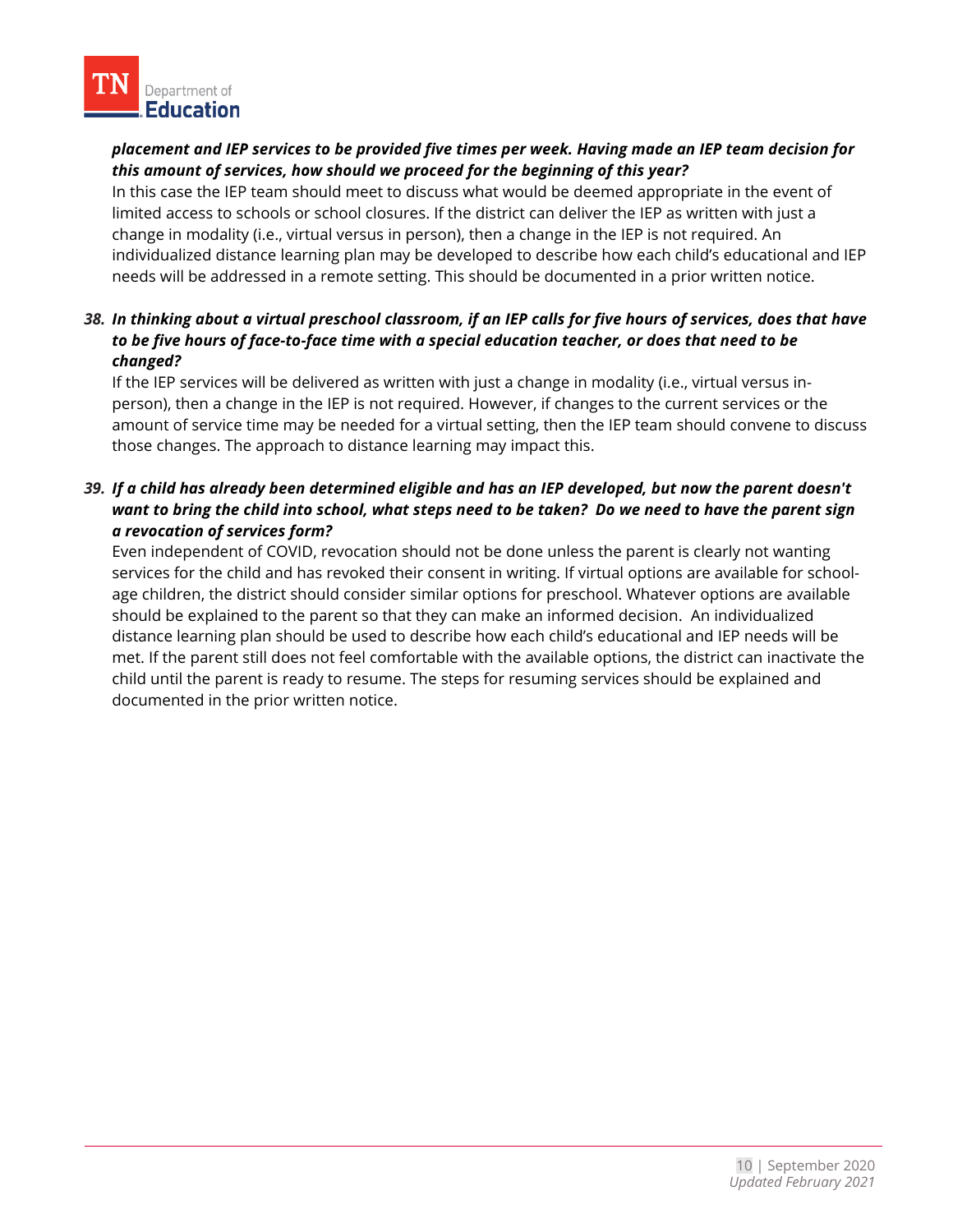***placement and IEP services to be provided five times per week. Having made an IEP team decision for this amount of services, how should we proceed for the beginning of this year?***

In this case the IEP team should meet to discuss what would be deemed appropriate in the event of limited access to schools or school closures. If the district can deliver the IEP as written with just a change in modality (i.e., virtual versus in person), then a change in the IEP is not required. An individualized distance learning plan may be developed to describe how each child's educational and IEP needs will be addressed in a remote setting. This should be documented in a prior written notice.

38. ***In thinking about a virtual preschool classroom, if an IEP calls for five hours of services, does that have to be five hours of face-to-face time with a special education teacher, or does that need to be changed?***

    If the IEP services will be delivered as written with just a change in modality (i.e., virtual versus in-person), then a change in the IEP is not required. However, if changes to the current services or the amount of service time may be needed for a virtual setting, then the IEP team should convene to discuss those changes. The approach to distance learning may impact this.

39. ***If a child has already been determined eligible and has an IEP developed, but now the parent doesn't want to bring the child into school, what steps need to be taken? Do we need to have the parent sign a revocation of services form?***

    Even independent of COVID, revocation should not be done unless the parent is clearly not wanting services for the child and has revoked their consent in writing. If virtual options are available for school-age children, the district should consider similar options for preschool. Whatever options are available should be explained to the parent so that they can make an informed decision. An individualized distance learning plan should be used to describe how each child's educational and IEP needs will be met. If the parent still does not feel comfortable with the available options, the district can inactivate the child until the parent is ready to resume. The steps for resuming services should be explained and documented in the prior written notice.